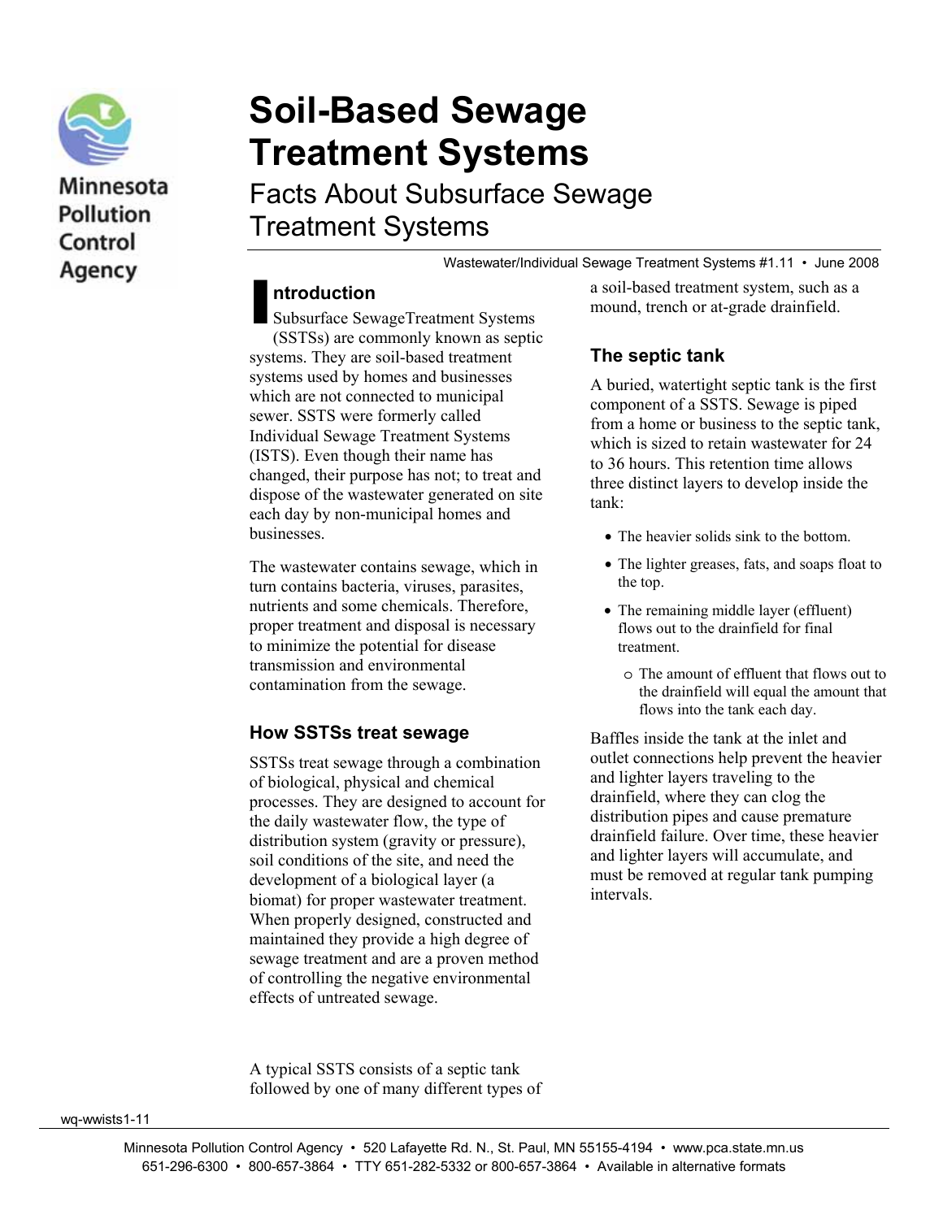Minnesota Pollution Control Agency

# Soil-Based Sewage Treatment Systems

## Facts About Subsurface Sewage Treatment Systems

Wastewater/Individual Sewage Treatment Systems #1.11 • June 2008

### Introduction

Subsurface SewageTreatment Systems (SSTSs) are commonly known as septic systems. They are soil-based treatment systems used by homes and businesses which are not connected to municipal sewer. SSTS were formerly called Individual Sewage Treatment Systems (ISTS). Even though their name has changed, their purpose has not; to treat and dispose of the wastewater generated on site each day by non-municipal homes and businesses.

The wastewater contains sewage, which in turn contains bacteria, viruses, parasites, nutrients and some chemicals. Therefore, proper treatment and disposal is necessary to minimize the potential for disease transmission and environmental contamination from the sewage.

### How SSTSs treat sewage

SSTSs treat sewage through a combination of biological, physical and chemical processes. They are designed to account for the daily wastewater flow, the type of distribution system (gravity or pressure), soil conditions of the site, and need the development of a biological layer (a biomat) for proper wastewater treatment. When properly designed, constructed and maintained they provide a high degree of sewage treatment and are a proven method of controlling the negative environmental effects of untreated sewage.

A typical SSTS consists of a septic tank followed by one of many different types of a soil-based treatment system, such as a mound, trench or at-grade drainfield.

### The septic tank

A buried, watertight septic tank is the first component of a SSTS. Sewage is piped from a home or business to the septic tank, which is sized to retain wastewater for 24 to 36 hours. This retention time allows three distinct layers to develop inside the tank:

- The heavier solids sink to the bottom.
- The lighter greases, fats, and soaps float to the top.
- The remaining middle layer (effluent) flows out to the drainfield for final treatment.
  - The amount of effluent that flows out to the drainfield will equal the amount that flows into the tank each day.

Baffles inside the tank at the inlet and outlet connections help prevent the heavier and lighter layers traveling to the drainfield, where they can clog the distribution pipes and cause premature drainfield failure. Over time, these heavier and lighter layers will accumulate, and must be removed at regular tank pumping intervals.

wq-wwists1-11

Minnesota Pollution Control Agency • 520 Lafayette Rd. N., St. Paul, MN 55155-4194 • www.pca.state.mn.us
651-296-6300 • 800-657-3864 • TTY 651-282-5332 or 800-657-3864 • Available in alternative formats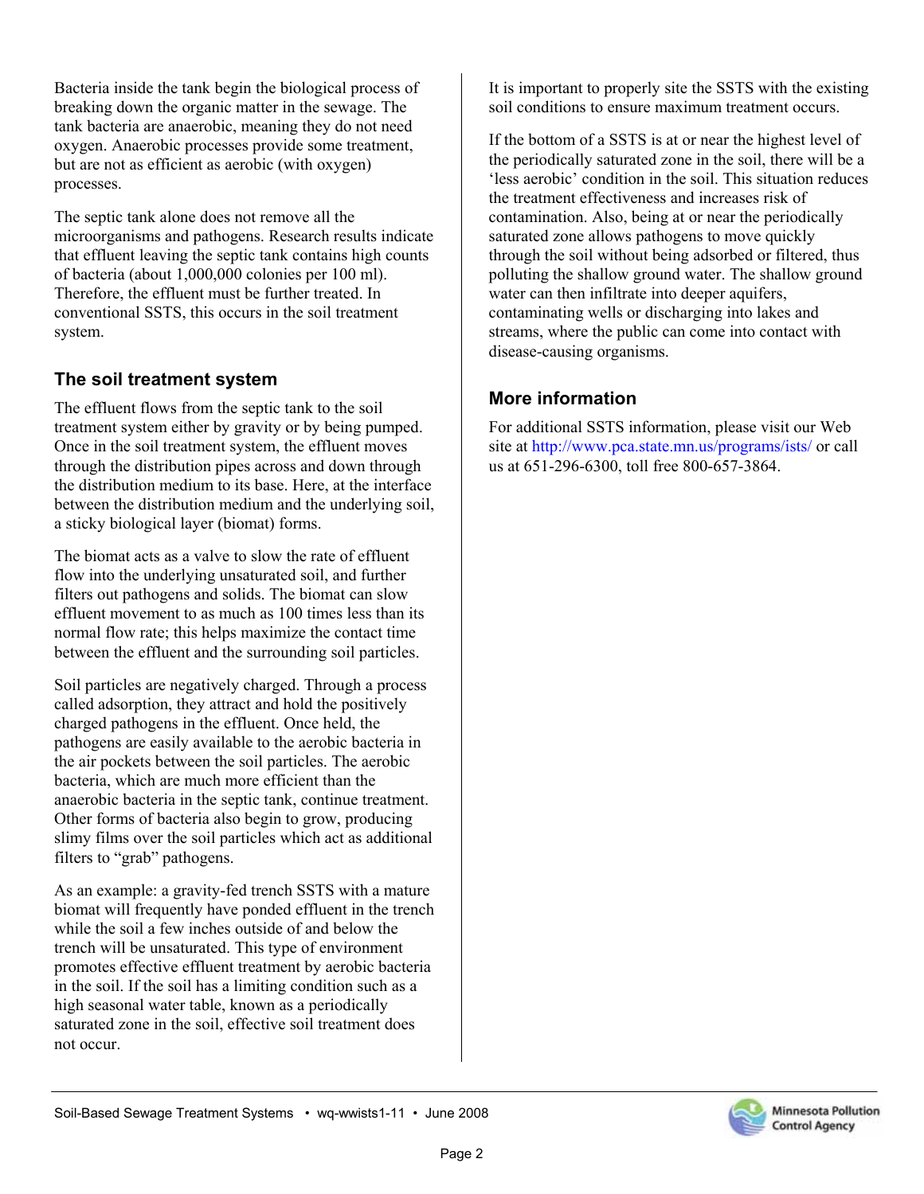Bacteria inside the tank begin the biological process of breaking down the organic matter in the sewage. The tank bacteria are anaerobic, meaning they do not need oxygen. Anaerobic processes provide some treatment, but are not as efficient as aerobic (with oxygen) processes.

The septic tank alone does not remove all the microorganisms and pathogens. Research results indicate that effluent leaving the septic tank contains high counts of bacteria (about 1,000,000 colonies per 100 ml). Therefore, the effluent must be further treated. In conventional SSTS, this occurs in the soil treatment system.

## The soil treatment system

The effluent flows from the septic tank to the soil treatment system either by gravity or by being pumped. Once in the soil treatment system, the effluent moves through the distribution pipes across and down through the distribution medium to its base. Here, at the interface between the distribution medium and the underlying soil, a sticky biological layer (biomat) forms.

The biomat acts as a valve to slow the rate of effluent flow into the underlying unsaturated soil, and further filters out pathogens and solids. The biomat can slow effluent movement to as much as 100 times less than its normal flow rate; this helps maximize the contact time between the effluent and the surrounding soil particles.

Soil particles are negatively charged. Through a process called adsorption, they attract and hold the positively charged pathogens in the effluent. Once held, the pathogens are easily available to the aerobic bacteria in the air pockets between the soil particles. The aerobic bacteria, which are much more efficient than the anaerobic bacteria in the septic tank, continue treatment. Other forms of bacteria also begin to grow, producing slimy films over the soil particles which act as additional filters to "grab" pathogens.

As an example: a gravity-fed trench SSTS with a mature biomat will frequently have ponded effluent in the trench while the soil a few inches outside of and below the trench will be unsaturated. This type of environment promotes effective effluent treatment by aerobic bacteria in the soil. If the soil has a limiting condition such as a high seasonal water table, known as a periodically saturated zone in the soil, effective soil treatment does not occur.

It is important to properly site the SSTS with the existing soil conditions to ensure maximum treatment occurs.

If the bottom of a SSTS is at or near the highest level of the periodically saturated zone in the soil, there will be a 'less aerobic' condition in the soil. This situation reduces the treatment effectiveness and increases risk of contamination. Also, being at or near the periodically saturated zone allows pathogens to move quickly through the soil without being adsorbed or filtered, thus polluting the shallow ground water. The shallow ground water can then infiltrate into deeper aquifers, contaminating wells or discharging into lakes and streams, where the public can come into contact with disease-causing organisms.

## More information

For additional SSTS information, please visit our Web site at http://www.pca.state.mn.us/programs/ists/ or call us at 651-296-6300, toll free 800-657-3864.